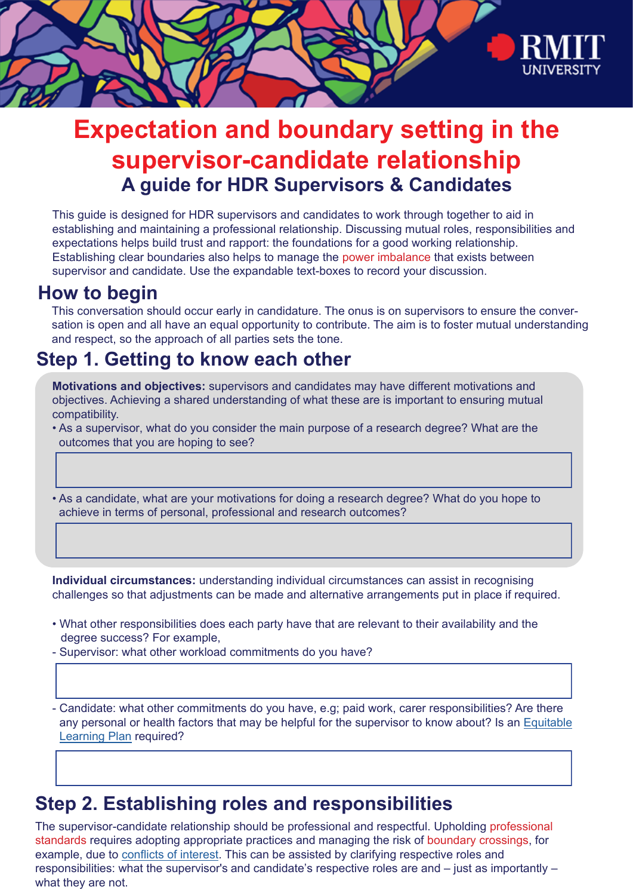# Expectation and boundary setting in the supervisor-candidate relationship

## A guide for HDR Supervisors & Candidates

This guide is designed for HDR supervisors and candidates to work through together to aid in establishing and maintaining a professional relationship. Discussing mutual roles, responsibilities and expectations helps build trust and rapport: the foundations for a good working relationship. Establishing clear boundaries also helps to manage the power imbalance that exists between supervisor and candidate. Use the expandable text-boxes to record your discussion.

## How to begin

This conversation should occur early in candidature. The onus is on supervisors to ensure the conversation is open and all have an equal opportunity to contribute. The aim is to foster mutual understanding and respect, so the approach of all parties sets the tone.

## Step 1. Getting to know each other

**Motivations and objectives:** supervisors and candidates may have different motivations and objectives. Achieving a shared understanding of what these are is important to ensuring mutual compatibility.

- As a supervisor, what do you consider the main purpose of a research degree? What are the outcomes that you are hoping to see?

- As a candidate, what are your motivations for doing a research degree? What do you hope to achieve in terms of personal, professional and research outcomes?

**Individual circumstances:** understanding individual circumstances can assist in recognising challenges so that adjustments can be made and alternative arrangements put in place if required.

- What other responsibilities does each party have that are relevant to their availability and the degree success? For example,

- Supervisor: what other workload commitments do you have?

- Candidate: what other commitments do you have, e.g; paid work, carer responsibilities? Are there any personal or health factors that may be helpful for the supervisor to know about? Is an Equitable Learning Plan required?

## Step 2. Establishing roles and responsibilities

The supervisor-candidate relationship should be professional and respectful. Upholding professional standards requires adopting appropriate practices and managing the risk of boundary crossings, for example, due to conflicts of interest. This can be assisted by clarifying respective roles and responsibilities: what the supervisor's and candidate's respective roles are and – just as importantly – what they are not.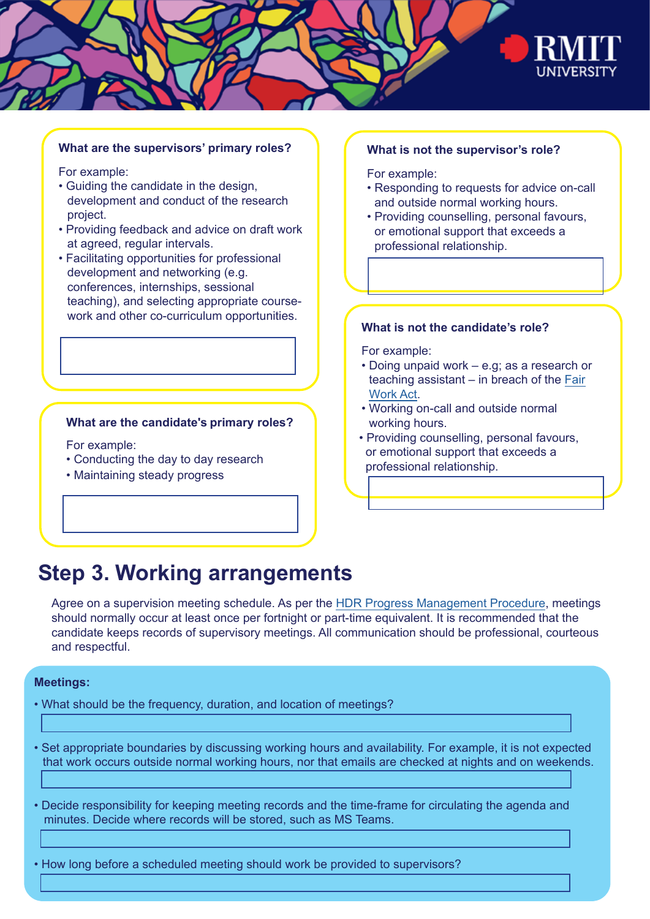**What are the supervisors' primary roles?**

For example:
- Guiding the candidate in the design, development and conduct of the research project.
- Providing feedback and advice on draft work at agreed, regular intervals.
- Facilitating opportunities for professional development and networking (e.g. conferences, internships, sessional teaching), and selecting appropriate course-work and other co-curriculum opportunities.

**What are the candidate's primary roles?**

For example:
- Conducting the day to day research
- Maintaining steady progress

**What is not the supervisor's role?**

For example:
- Responding to requests for advice on-call and outside normal working hours.
- Providing counselling, personal favours, or emotional support that exceeds a professional relationship.

**What is not the candidate's role?**

For example:
- Doing unpaid work – e.g; as a research or teaching assistant – in breach of the Fair Work Act.
- Working on-call and outside normal working hours.
- Providing counselling, personal favours, or emotional support that exceeds a professional relationship.

# Step 3. Working arrangements

Agree on a supervision meeting schedule. As per the HDR Progress Management Procedure, meetings should normally occur at least once per fortnight or part-time equivalent. It is recommended that the candidate keeps records of supervisory meetings. All communication should be professional, courteous and respectful.

**Meetings:**

- What should be the frequency, duration, and location of meetings?
- Set appropriate boundaries by discussing working hours and availability. For example, it is not expected that work occurs outside normal working hours, nor that emails are checked at nights and on weekends.
- Decide responsibility for keeping meeting records and the time-frame for circulating the agenda and minutes. Decide where records will be stored, such as MS Teams.
- How long before a scheduled meeting should work be provided to supervisors?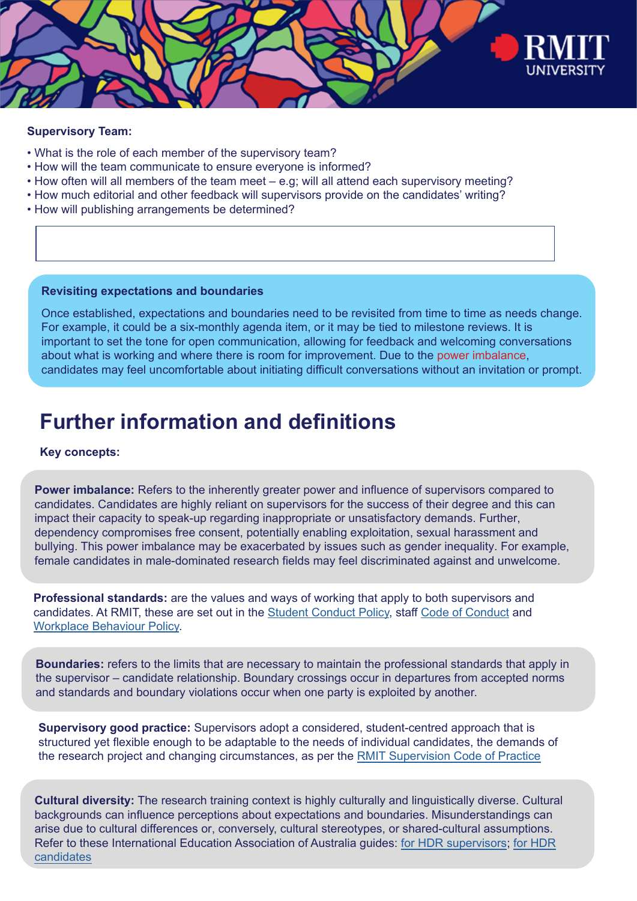**Supervisory Team:**

- What is the role of each member of the supervisory team?
- How will the team communicate to ensure everyone is informed?
- How often will all members of the team meet – e.g; will all attend each supervisory meeting?
- How much editorial and other feedback will supervisors provide on the candidates' writing?
- How will publishing arrangements be determined?

**Revisiting expectations and boundaries**

Once established, expectations and boundaries need to be revisited from time to time as needs change. For example, it could be a six-monthly agenda item, or it may be tied to milestone reviews. It is important to set the tone for open communication, allowing for feedback and welcoming conversations about what is working and where there is room for improvement. Due to the power imbalance, candidates may feel uncomfortable about initiating difficult conversations without an invitation or prompt.

# Further information and definitions

**Key concepts:**

**Power imbalance:** Refers to the inherently greater power and influence of supervisors compared to candidates. Candidates are highly reliant on supervisors for the success of their degree and this can impact their capacity to speak-up regarding inappropriate or unsatisfactory demands. Further, dependency compromises free consent, potentially enabling exploitation, sexual harassment and bullying. This power imbalance may be exacerbated by issues such as gender inequality. For example, female candidates in male-dominated research fields may feel discriminated against and unwelcome.

**Professional standards:** are the values and ways of working that apply to both supervisors and candidates. At RMIT, these are set out in the Student Conduct Policy, staff Code of Conduct and Workplace Behaviour Policy.

**Boundaries:** refers to the limits that are necessary to maintain the professional standards that apply in the supervisor – candidate relationship. Boundary crossings occur in departures from accepted norms and standards and boundary violations occur when one party is exploited by another.

**Supervisory good practice:** Supervisors adopt a considered, student-centred approach that is structured yet flexible enough to be adaptable to the needs of individual candidates, the demands of the research project and changing circumstances, as per the RMIT Supervision Code of Practice

**Cultural diversity:** The research training context is highly culturally and linguistically diverse. Cultural backgrounds can influence perceptions about expectations and boundaries. Misunderstandings can arise due to cultural differences or, conversely, cultural stereotypes, or shared-cultural assumptions. Refer to these International Education Association of Australia guides: for HDR supervisors; for HDR candidates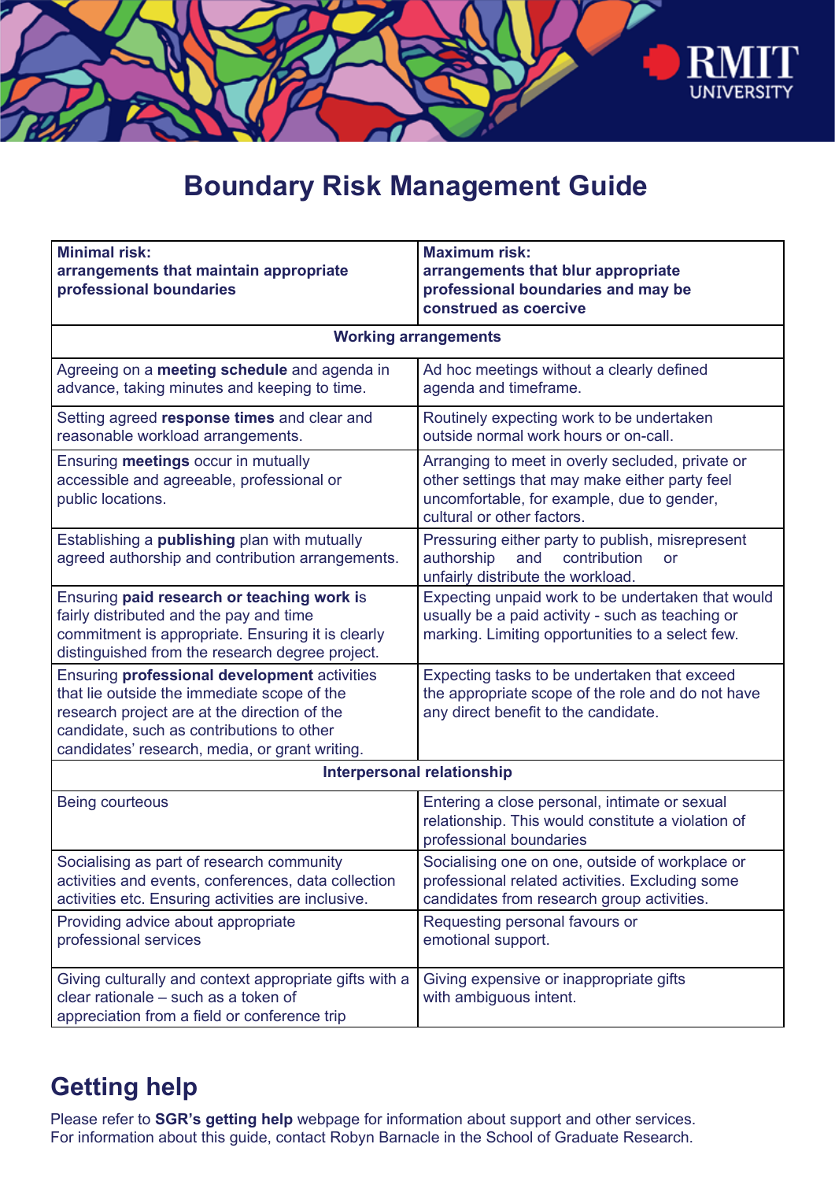# Boundary Risk Management Guide

| **Minimal risk: arrangements that maintain appropriate professional boundaries** | **Maximum risk: arrangements that blur appropriate professional boundaries and may be construed as coercive** |
|---|---|
| **Working arrangements** | |
| Agreeing on a **meeting schedule** and agenda in advance, taking minutes and keeping to time. | Ad hoc meetings without a clearly defined agenda and timeframe. |
| Setting agreed **response times** and clear and reasonable workload arrangements. | Routinely expecting work to be undertaken outside normal work hours or on-call. |
| Ensuring **meetings** occur in mutually accessible and agreeable, professional or public locations. | Arranging to meet in overly secluded, private or other settings that may make either party feel uncomfortable, for example, due to gender, cultural or other factors. |
| Establishing a **publishing** plan with mutually agreed authorship and contribution arrangements. | Pressuring either party to publish, misrepresent authorship and contribution or unfairly distribute the workload. |
| Ensuring **paid research or teaching work is** fairly distributed and the pay and time commitment is appropriate. Ensuring it is clearly distinguished from the research degree project. | Expecting unpaid work to be undertaken that would usually be a paid activity - such as teaching or marking. Limiting opportunities to a select few. |
| Ensuring **professional development** activities that lie outside the immediate scope of the research project are at the direction of the candidate, such as contributions to other candidates' research, media, or grant writing. | Expecting tasks to be undertaken that exceed the appropriate scope of the role and do not have any direct benefit to the candidate. |
| **Interpersonal relationship** | |
| Being courteous | Entering a close personal, intimate or sexual relationship. This would constitute a violation of professional boundaries |
| Socialising as part of research community activities and events, conferences, data collection activities etc. Ensuring activities are inclusive. | Socialising one on one, outside of workplace or professional related activities. Excluding some candidates from research group activities. |
| Providing advice about appropriate professional services | Requesting personal favours or emotional support. |
| Giving culturally and context appropriate gifts with a clear rationale – such as a token of appreciation from a field or conference trip | Giving expensive or inappropriate gifts with ambiguous intent. |

## Getting help

Please refer to **SGR's getting help** webpage for information about support and other services.
For information about this guide, contact Robyn Barnacle in the School of Graduate Research.